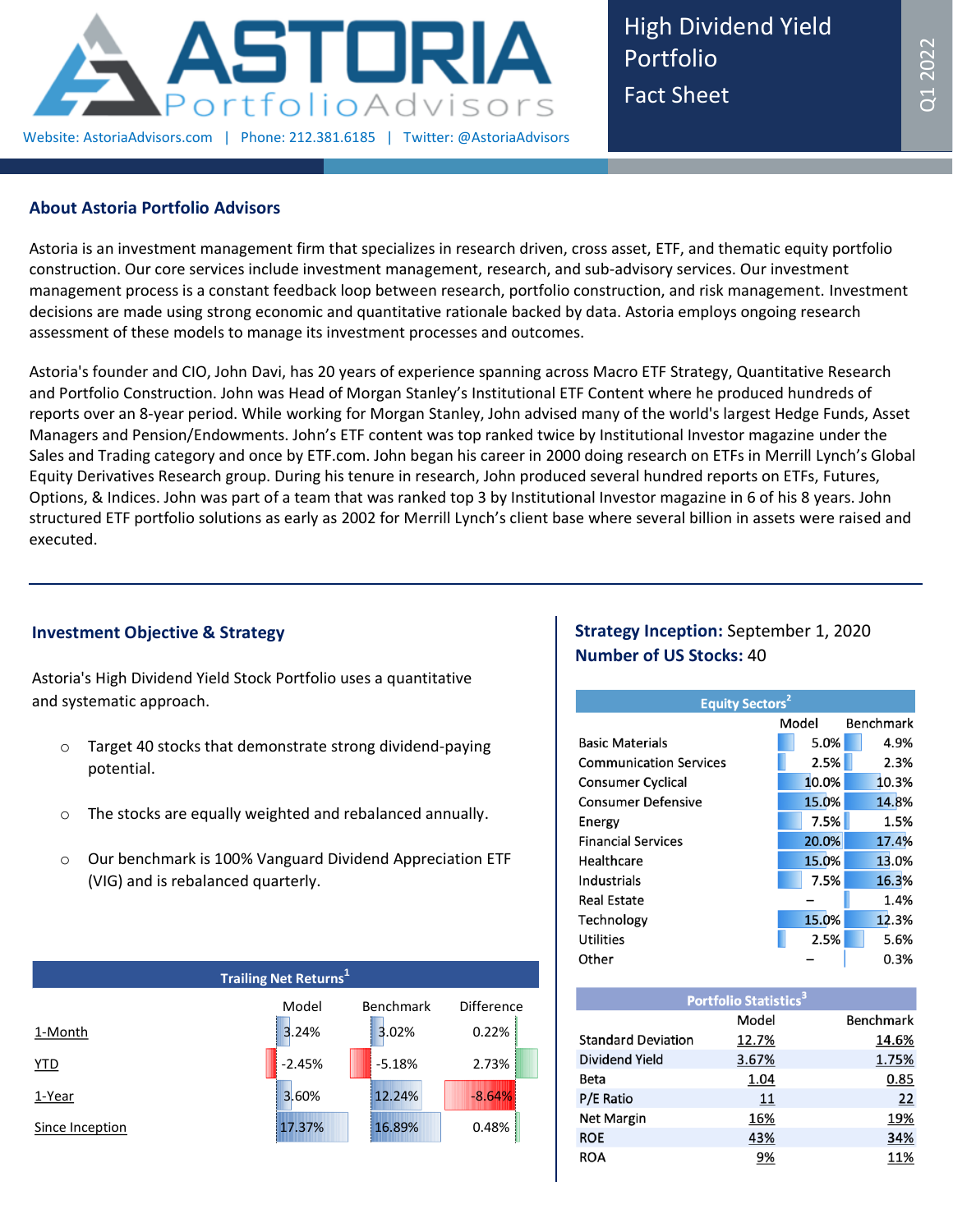# ASTORIA PortfolioAdvisors

Website: AstoriaAdvisors.com | Phone: 212.381.6185 | Twitter: @AstoriaAdvisors

**High Dividend Yield Portfolio Fact Sheet**

Q1 2022

## About Astoria Portfolio Advisors

Astoria is an investment management firm that specializes in research driven, cross asset, ETF, and thematic equity portfolio construction. Our core services include investment management, research, and sub-advisory services. Our investment management process is a constant feedback loop between research, portfolio construction, and risk management. Investment decisions are made using strong economic and quantitative rationale backed by data. Astoria employs ongoing research assessment of these models to manage its investment processes and outcomes.

Astoria's founder and CIO, John Davi, has 20 years of experience spanning across Macro ETF Strategy, Quantitative Research and Portfolio Construction. John was Head of Morgan Stanley's Institutional ETF Content where he produced hundreds of reports over an 8-year period. While working for Morgan Stanley, John advised many of the world's largest Hedge Funds, Asset Managers and Pension/Endowments. John's ETF content was top ranked twice by Institutional Investor magazine under the Sales and Trading category and once by ETF.com. John began his career in 2000 doing research on ETFs in Merrill Lynch's Global Equity Derivatives Research group. During his tenure in research, John produced several hundred reports on ETFs, Futures, Options, & Indices. John was part of a team that was ranked top 3 by Institutional Investor magazine in 6 of his 8 years. John structured ETF portfolio solutions as early as 2002 for Merrill Lynch's client base where several billion in assets were raised and executed.

## Investment Objective & Strategy

Astoria's High Dividend Yield Stock Portfolio uses a quantitative and systematic approach.

- Target 40 stocks that demonstrate strong dividend-paying potential.
- The stocks are equally weighted and rebalanced annually.
- Our benchmark is 100% Vanguard Dividend Appreciation ETF (VIG) and is rebalanced quarterly.

**Trailing Net Returns[1]**

| | Model | Benchmark | Difference |
|---|---|---|---|
| 1-Month | 3.24% | 3.02% | 0.22% |
| YTD | -2.45% | -5.18% | 2.73% |
| 1-Year | 3.60% | 12.24% | -8.64% |
| Since Inception | 17.37% | 16.89% | 0.48% |

**Strategy Inception:** September 1, 2020
**Number of US Stocks:** 40

**Equity Sectors[2]**

| | Model | Benchmark |
|---|---|---|
| Basic Materials | 5.0% | 4.9% |
| Communication Services | 2.5% | 2.3% |
| Consumer Cyclical | 10.0% | 10.3% |
| Consumer Defensive | 15.0% | 14.8% |
| Energy | 7.5% | 1.5% |
| Financial Services | 20.0% | 17.4% |
| Healthcare | 15.0% | 13.0% |
| Industrials | 7.5% | 16.3% |
| Real Estate | – | 1.4% |
| Technology | 15.0% | 12.3% |
| Utilities | 2.5% | 5.6% |
| Other | – | 0.3% |

**Portfolio Statistics[3]**

| | Model | Benchmark |
|---|---|---|
| Standard Deviation | 12.7% | 14.6% |
| Dividend Yield | 3.67% | 1.75% |
| Beta | 1.04 | 0.85 |
| P/E Ratio | 11 | 22 |
| Net Margin | 16% | 19% |
| ROE | 43% | 34% |
| ROA | 9% | 11% |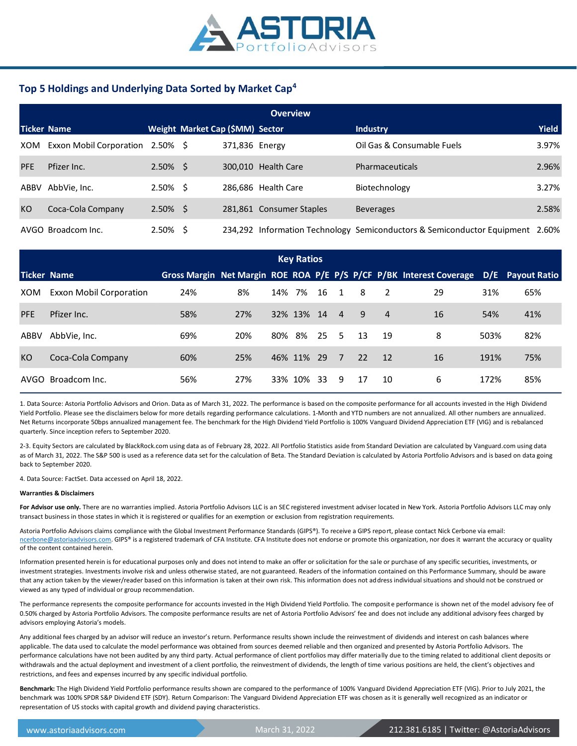## Top 5 Holdings and Underlying Data Sorted by Market Cap[4]

| Overview | | | | | | | |
|---|---|---|---|---|---|---|---|
| **Ticker** | **Name** | **Weight** | **Market Cap ($MM)** | **Sector** | **Industry** | **Yield** |
| XOM | Exxon Mobil Corporation | 2.50% | $ 371,836 | Energy | Oil Gas & Consumable Fuels | 3.97% |
| PFE | Pfizer Inc. | 2.50% | $ 300,010 | Health Care | Pharmaceuticals | 2.96% |
| ABBV | AbbVie, Inc. | 2.50% | $ 286,686 | Health Care | Biotechnology | 3.27% |
| KO | Coca-Cola Company | 2.50% | $ 281,861 | Consumer Staples | Beverages | 2.58% |
| AVGO | Broadcom Inc. | 2.50% | $ 234,292 | Information Technology | Semiconductors & Semiconductor Equipment | 2.60% |

| Key Ratios | | | | | | | | | | | | | |
|---|---|---|---|---|---|---|---|---|---|---|---|---|---|
| **Ticker** | **Name** | **Gross Margin** | **Net Margin** | **ROE** | **ROA** | **P/E** | **P/S** | **P/CF** | **P/BK** | **Interest Coverage** | **D/E** | **Payout Ratio** |
| XOM | Exxon Mobil Corporation | 24% | 8% | 14% | 7% | 16 | 1 | 8 | 2 | 29 | 31% | 65% |
| PFE | Pfizer Inc. | 58% | 27% | 32% | 13% | 14 | 4 | 9 | 4 | 16 | 54% | 41% |
| ABBV | AbbVie, Inc. | 69% | 20% | 80% | 8% | 25 | 5 | 13 | 19 | 8 | 503% | 82% |
| KO | Coca-Cola Company | 60% | 25% | 46% | 11% | 29 | 7 | 22 | 12 | 16 | 191% | 75% |
| AVGO | Broadcom Inc. | 56% | 27% | 33% | 10% | 33 | 9 | 17 | 10 | 6 | 172% | 85% |

1. Data Source: Astoria Portfolio Advisors and Orion. Data as of March 31, 2022. The performance is based on the composite performance for all accounts invested in the High Dividend Yield Portfolio. Please see the disclaimers below for more details regarding performance calculations. 1-Month and YTD numbers are not annualized. All other numbers are annualized. Net Returns incorporate 50bps annualized management fee. The benchmark for the High Dividend Yield Portfolio is 100% Vanguard Dividend Appreciation ETF (VIG) and is rebalanced quarterly. Since inception refers to September 2020.

2-3. Equity Sectors are calculated by BlackRock.com using data as of February 28, 2022. All Portfolio Statistics aside from Standard Deviation are calculated by Vanguard.com using data as of March 31, 2022. The S&P 500 is used as a reference data set for the calculation of Beta. The Standard Deviation is calculated by Astoria Portfolio Advisors and is based on data going back to September 2020.

4. Data Source: FactSet. Data accessed on April 18, 2022.

**Warranties & Disclaimers**

**For Advisor use only.** There are no warranties implied. Astoria Portfolio Advisors LLC is an SEC registered investment adviser located in New York. Astoria Portfolio Advisors LLC may only transact business in those states in which it is registered or qualifies for an exemption or exclusion from registration requirements.

Astoria Portfolio Advisors claims compliance with the Global Investment Performance Standards (GIPS®). To receive a GIPS report, please contact Nick Cerbone via email: ncerbone@astoriaadvisors.com. GIPS® is a registered trademark of CFA Institute. CFA Institute does not endorse or promote this organization, nor does it warrant the accuracy or quality of the content contained herein.

Information presented herein is for educational purposes only and does not intend to make an offer or solicitation for the sale or purchase of any specific securities, investments, or investment strategies. Investments involve risk and unless otherwise stated, are not guaranteed. Readers of the information contained on this Performance Summary, should be aware that any action taken by the viewer/reader based on this information is taken at their own risk. This information does not address individual situations and should not be construed or viewed as any typed of individual or group recommendation.

The performance represents the composite performance for accounts invested in the High Dividend Yield Portfolio. The composite performance is shown net of the model advisory fee of 0.50% charged by Astoria Portfolio Advisors. The composite performance results are net of Astoria Portfolio Advisors' fee and does not include any additional advisory fees charged by advisors employing Astoria's models.

Any additional fees charged by an advisor will reduce an investor's return. Performance results shown include the reinvestment of dividends and interest on cash balances where applicable. The data used to calculate the model performance was obtained from sources deemed reliable and then organized and presented by Astoria Portfolio Advisors. The performance calculations have not been audited by any third party. Actual performance of client portfolios may differ materially due to the timing related to additional client deposits or withdrawals and the actual deployment and investment of a client portfolio, the reinvestment of dividends, the length of time various positions are held, the client's objectives and restrictions, and fees and expenses incurred by any specific individual portfolio.

**Benchmark:** The High Dividend Yield Portfolio performance results shown are compared to the performance of 100% Vanguard Dividend Appreciation ETF (VIG). Prior to July 2021, the benchmark was 100% SPDR S&P Dividend ETF (SDY). Return Comparison: The Vanguard Dividend Appreciation ETF was chosen as it is generally well recognized as an indicator or representation of US stocks with capital growth and dividend paying characteristics.

www.astoriaadvisors.com | March 31, 2022 | 212.381.6185 | Twitter: @AstoriaAdvisors